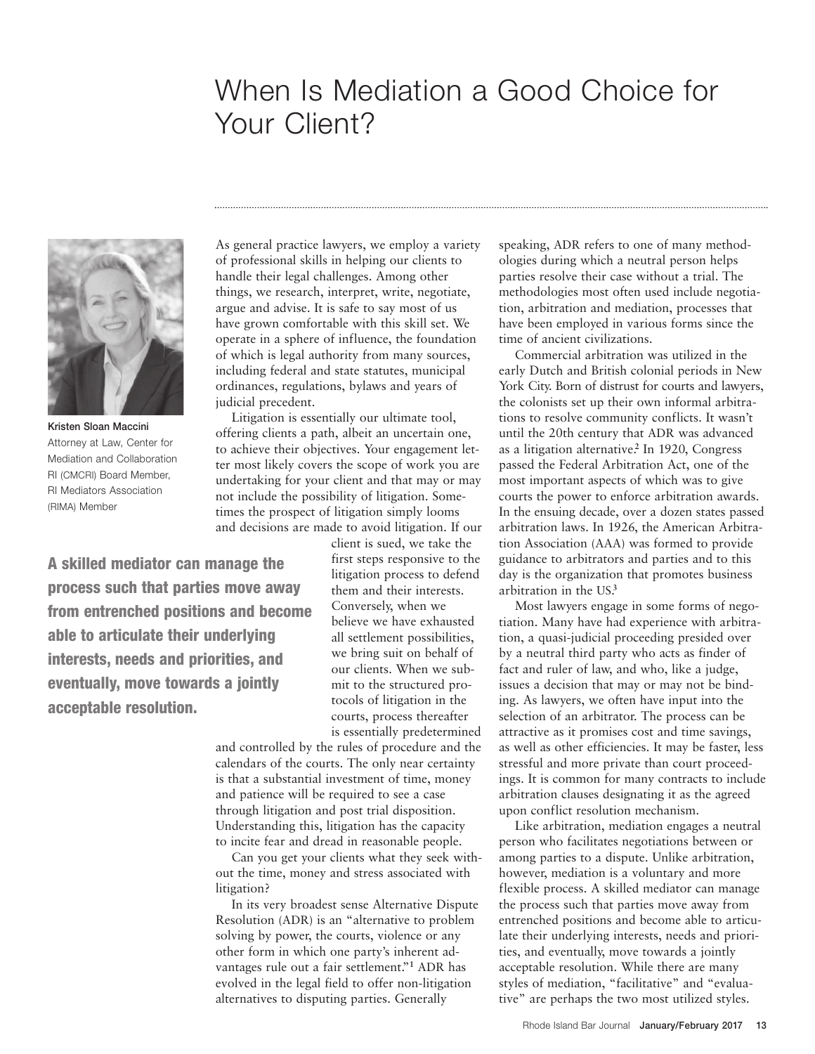# When Is Mediation a Good Choice for Your Client?

Kristen Sloan Maccini
Attorney at Law, Center for Mediation and Collaboration RI (CMCRI) Board Member, RI Mediators Association (RIMA) Member

As general practice lawyers, we employ a variety of professional skills in helping our clients to handle their legal challenges. Among other things, we research, interpret, write, negotiate, argue and advise. It is safe to say most of us have grown comfortable with this skill set. We operate in a sphere of influence, the foundation of which is legal authority from many sources, including federal and state statutes, municipal ordinances, regulations, bylaws and years of judicial precedent.

Litigation is essentially our ultimate tool, offering clients a path, albeit an uncertain one, to achieve their objectives. Your engagement letter most likely covers the scope of work you are undertaking for your client and that may or may not include the possibility of litigation. Sometimes the prospect of litigation simply looms and decisions are made to avoid litigation. If our client is sued, we take the first steps responsive to the litigation process to defend them and their interests. Conversely, when we believe we have exhausted all settlement possibilities, we bring suit on behalf of our clients. When we submit to the structured protocols of litigation in the courts, process thereafter is essentially predetermined and controlled by the rules of procedure and the calendars of the courts. The only near certainty is that a substantial investment of time, money and patience will be required to see a case through litigation and post trial disposition. Understanding this, litigation has the capacity to incite fear and dread in reasonable people.

**A skilled mediator can manage the process such that parties move away from entrenched positions and become able to articulate their underlying interests, needs and priorities, and eventually, move towards a jointly acceptable resolution.**

Can you get your clients what they seek without the time, money and stress associated with litigation?

In its very broadest sense Alternative Dispute Resolution (ADR) is an "alternative to problem solving by power, the courts, violence or any other form in which one party's inherent advantages rule out a fair settlement."[1] ADR has evolved in the legal field to offer non-litigation alternatives to disputing parties. Generally speaking, ADR refers to one of many methodologies during which a neutral person helps parties resolve their case without a trial. The methodologies most often used include negotiation, arbitration and mediation, processes that have been employed in various forms since the time of ancient civilizations.

Commercial arbitration was utilized in the early Dutch and British colonial periods in New York City. Born of distrust for courts and lawyers, the colonists set up their own informal arbitrations to resolve community conflicts. It wasn't until the 20th century that ADR was advanced as a litigation alternative.[2] In 1920, Congress passed the Federal Arbitration Act, one of the most important aspects of which was to give courts the power to enforce arbitration awards. In the ensuing decade, over a dozen states passed arbitration laws. In 1926, the American Arbitration Association (AAA) was formed to provide guidance to arbitrators and parties and to this day is the organization that promotes business arbitration in the US.[3]

Most lawyers engage in some forms of negotiation. Many have had experience with arbitration, a quasi-judicial proceeding presided over by a neutral third party who acts as finder of fact and ruler of law, and who, like a judge, issues a decision that may or may not be binding. As lawyers, we often have input into the selection of an arbitrator. The process can be attractive as it promises cost and time savings, as well as other efficiencies. It may be faster, less stressful and more private than court proceedings. It is common for many contracts to include arbitration clauses designating it as the agreed upon conflict resolution mechanism.

Like arbitration, mediation engages a neutral person who facilitates negotiations between or among parties to a dispute. Unlike arbitration, however, mediation is a voluntary and more flexible process. A skilled mediator can manage the process such that parties move away from entrenched positions and become able to articulate their underlying interests, needs and priorities, and eventually, move towards a jointly acceptable resolution. While there are many styles of mediation, "facilitative" and "evaluative" are perhaps the two most utilized styles.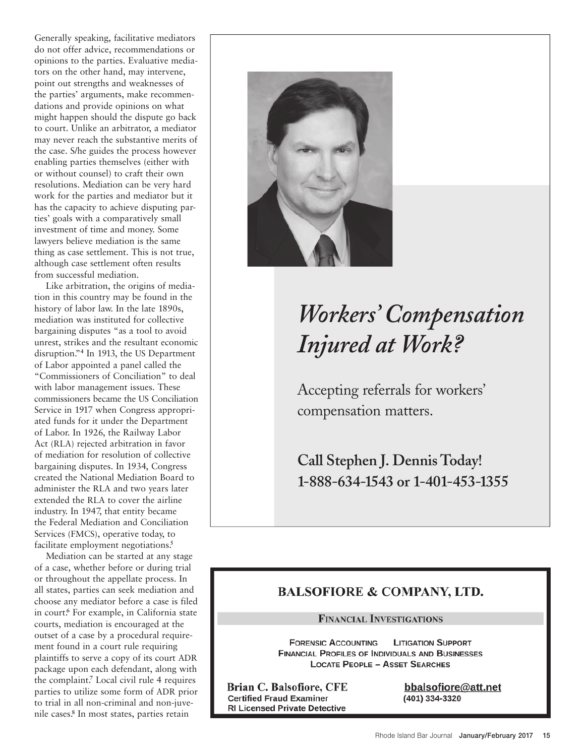Generally speaking, facilitative mediators do not offer advice, recommendations or opinions to the parties. Evaluative mediators on the other hand, may intervene, point out strengths and weaknesses of the parties' arguments, make recommendations and provide opinions on what might happen should the dispute go back to court. Unlike an arbitrator, a mediator may never reach the substantive merits of the case. S/he guides the process however enabling parties themselves (either with or without counsel) to craft their own resolutions. Mediation can be very hard work for the parties and mediator but it has the capacity to achieve disputing parties' goals with a comparatively small investment of time and money. Some lawyers believe mediation is the same thing as case settlement. This is not true, although case settlement often results from successful mediation.

Like arbitration, the origins of mediation in this country may be found in the history of labor law. In the late 1890s, mediation was instituted for collective bargaining disputes "as a tool to avoid unrest, strikes and the resultant economic disruption."[4] In 1913, the US Department of Labor appointed a panel called the "Commissioners of Conciliation" to deal with labor management issues. These commissioners became the US Conciliation Service in 1917 when Congress appropriated funds for it under the Department of Labor. In 1926, the Railway Labor Act (RLA) rejected arbitration in favor of mediation for resolution of collective bargaining disputes. In 1934, Congress created the National Mediation Board to administer the RLA and two years later extended the RLA to cover the airline industry. In 1947, that entity became the Federal Mediation and Conciliation Services (FMCS), operative today, to facilitate employment negotiations.[5]

Mediation can be started at any stage of a case, whether before or during trial or throughout the appellate process. In all states, parties can seek mediation and choose any mediator before a case is filed in court.[6] For example, in California state courts, mediation is encouraged at the outset of a case by a procedural requirement found in a court rule requiring plaintiffs to serve a copy of its court ADR package upon each defendant, along with the complaint.[7] Local civil rule 4 requires parties to utilize some form of ADR prior to trial in all non-criminal and non-juvenile cases.[8] In most states, parties retain

*Workers' Compensation Injured at Work?*

Accepting referrals for workers' compensation matters.

**Call Stephen J. Dennis Today!**
**1-888-634-1543 or 1-401-453-1355**

**BALSOFIORE & COMPANY, LTD.**

**FINANCIAL INVESTIGATIONS**

FORENSIC ACCOUNTING LITIGATION SUPPORT
FINANCIAL PROFILES OF INDIVIDUALS AND BUSINESSES
LOCATE PEOPLE – ASSET SEARCHES

**Brian C. Balsofiore, CFE**
Certified Fraud Examiner
RI Licensed Private Detective

bbalsofiore@att.net
(401) 334-3320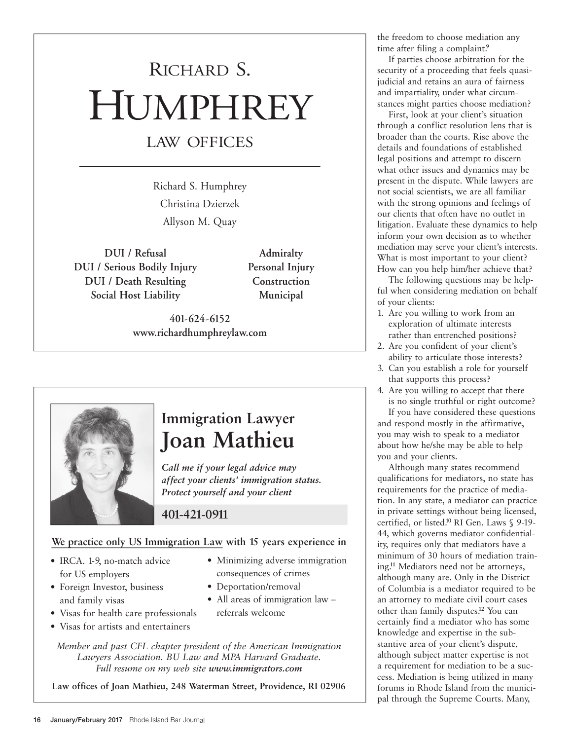# RICHARD S. HUMPHREY

## LAW OFFICES

Richard S. Humphrey
Christina Dzierzek
Allyson M. Quay

**DUI / Refusal**
**DUI / Serious Bodily Injury**
**DUI / Death Resulting**
**Social Host Liability**

**Admiralty**
**Personal Injury**
**Construction**
**Municipal**

**401-624-6152**
**www.richardhumphreylaw.com**

---

## Immigration Lawyer

# Joan Mathieu

***Call me if your legal advice may affect your clients' immigration status. Protect yourself and your client***

**401-421-0911**

**We practice only US Immigration Law with 15 years experience in**

- IRCA. 1-9, no-match advice for US employers
- Foreign Investor, business and family visas
- Visas for health care professionals
- Visas for artists and entertainers
- Minimizing adverse immigration consequences of crimes
- Deportation/removal
- All areas of immigration law – referrals welcome

*Member and past CFL chapter president of the American Immigration Lawyers Association. BU Law and MPA Harvard Graduate. Full resume on my web site **www.immigrators.com***

**Law offices of Joan Mathieu, 248 Waterman Street, Providence, RI 02906**

---

the freedom to choose mediation any time after filing a complaint.[9]

If parties choose arbitration for the security of a proceeding that feels quasi-judicial and retains an aura of fairness and impartiality, under what circumstances might parties choose mediation?

First, look at your client's situation through a conflict resolution lens that is broader than the courts. Rise above the details and foundations of established legal positions and attempt to discern what other issues and dynamics may be present in the dispute. While lawyers are not social scientists, we are all familiar with the strong opinions and feelings of our clients that often have no outlet in litigation. Evaluate these dynamics to help inform your own decision as to whether mediation may serve your client's interests. What is most important to your client? How can you help him/her achieve that?

The following questions may be helpful when considering mediation on behalf of your clients:

1. Are you willing to work from an exploration of ultimate interests rather than entrenched positions?
2. Are you confident of your client's ability to articulate those interests?
3. Can you establish a role for yourself that supports this process?
4. Are you willing to accept that there is no single truthful or right outcome?

If you have considered these questions and respond mostly in the affirmative, you may wish to speak to a mediator about how he/she may be able to help you and your clients.

Although many states recommend qualifications for mediators, no state has requirements for the practice of mediation. In any state, a mediator can practice in private settings without being licensed, certified, or listed.[10] RI Gen. Laws § 9-19-44, which governs mediator confidentiality, requires only that mediators have a minimum of 30 hours of mediation training.[11] Mediators need not be attorneys, although many are. Only in the District of Columbia is a mediator required to be an attorney to mediate civil court cases other than family disputes.[12] You can certainly find a mediator who has some knowledge and expertise in the substantive area of your client's dispute, although subject matter expertise is not a requirement for mediation to be a success. Mediation is being utilized in many forums in Rhode Island from the municipal through the Supreme Courts. Many,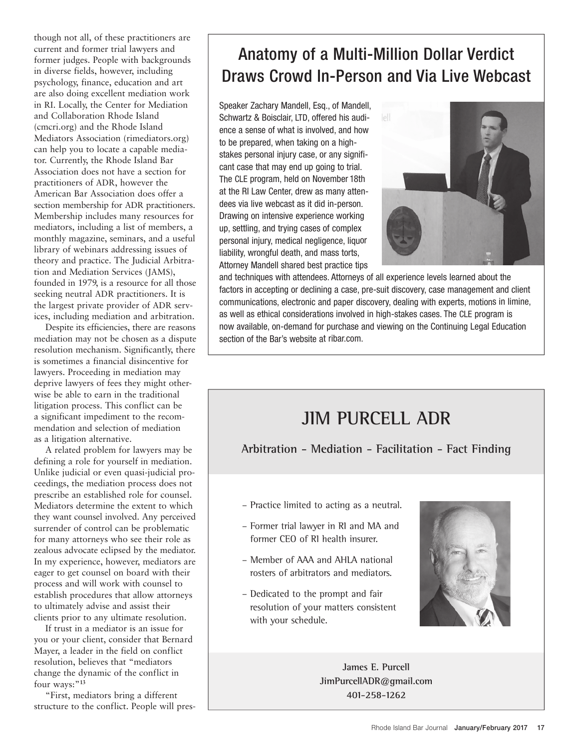though not all, of these practitioners are current and former trial lawyers and former judges. People with backgrounds in diverse fields, however, including psychology, finance, education and art are also doing excellent mediation work in RI. Locally, the Center for Mediation and Collaboration Rhode Island (cmcri.org) and the Rhode Island Mediators Association (rimediators.org) can help you to locate a capable mediator. Currently, the Rhode Island Bar Association does not have a section for practitioners of ADR, however the American Bar Association does offer a section membership for ADR practitioners. Membership includes many resources for mediators, including a list of members, a monthly magazine, seminars, and a useful library of webinars addressing issues of theory and practice. The Judicial Arbitration and Mediation Services (JAMS), founded in 1979, is a resource for all those seeking neutral ADR practitioners. It is the largest private provider of ADR services, including mediation and arbitration.

Despite its efficiencies, there are reasons mediation may not be chosen as a dispute resolution mechanism. Significantly, there is sometimes a financial disincentive for lawyers. Proceeding in mediation may deprive lawyers of fees they might otherwise be able to earn in the traditional litigation process. This conflict can be a significant impediment to the recommendation and selection of mediation as a litigation alternative.

A related problem for lawyers may be defining a role for yourself in mediation. Unlike judicial or even quasi-judicial proceedings, the mediation process does not prescribe an established role for counsel. Mediators determine the extent to which they want counsel involved. Any perceived surrender of control can be problematic for many attorneys who see their role as zealous advocate eclipsed by the mediator. In my experience, however, mediators are eager to get counsel on board with their process and will work with counsel to establish procedures that allow attorneys to ultimately advise and assist their clients prior to any ultimate resolution.

If trust in a mediator is an issue for you or your client, consider that Bernard Mayer, a leader in the field on conflict resolution, believes that "mediators change the dynamic of the conflict in four ways:"[13]

"First, mediators bring a different structure to the conflict. People will pres-

## Anatomy of a Multi-Million Dollar Verdict Draws Crowd In-Person and Via Live Webcast

Speaker Zachary Mandell, Esq., of Mandell, Schwartz & Boisclair, LTD, offered his audience a sense of what is involved, and how to be prepared, when taking on a high-stakes personal injury case, or any significant case that may end up going to trial. The CLE program, held on November 18th at the RI Law Center, drew as many attendees via live webcast as it did in-person. Drawing on intensive experience working up, settling, and trying cases of complex personal injury, medical negligence, liquor liability, wrongful death, and mass torts, Attorney Mandell shared best practice tips and techniques with attendees. Attorneys of all experience levels learned about the factors in accepting or declining a case, pre-suit discovery, case management and client communications, electronic and paper discovery, dealing with experts, motions in limine, as well as ethical considerations involved in high-stakes cases. The CLE program is now available, on-demand for purchase and viewing on the Continuing Legal Education section of the Bar's website at ribar.com.

## JIM PURCELL ADR

**Arbitration - Mediation - Facilitation - Fact Finding**

- Practice limited to acting as a neutral.
- Former trial lawyer in RI and MA and former CEO of RI health insurer.
- Member of AAA and AHLA national rosters of arbitrators and mediators.
- Dedicated to the prompt and fair resolution of your matters consistent with your schedule.

**James E. Purcell**
**JimPurcellADR@gmail.com**
**401-258-1262**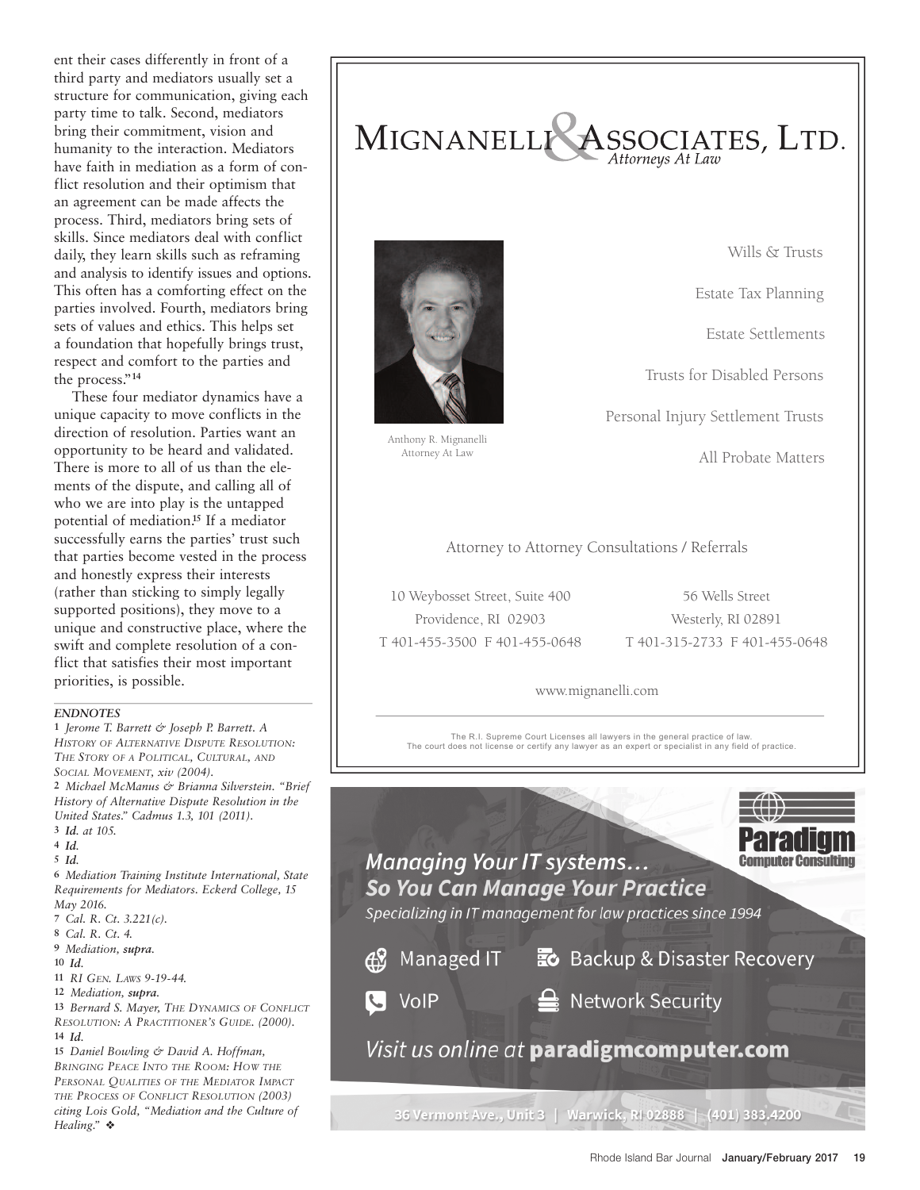ent their cases differently in front of a third party and mediators usually set a structure for communication, giving each party time to talk. Second, mediators bring their commitment, vision and humanity to the interaction. Mediators have faith in mediation as a form of conflict resolution and their optimism that an agreement can be made affects the process. Third, mediators bring sets of skills. Since mediators deal with conflict daily, they learn skills such as reframing and analysis to identify issues and options. This often has a comforting effect on the parties involved. Fourth, mediators bring sets of values and ethics. This helps set a foundation that hopefully brings trust, respect and comfort to the parties and the process."[14]

These four mediator dynamics have a unique capacity to move conflicts in the direction of resolution. Parties want an opportunity to be heard and validated. There is more to all of us than the elements of the dispute, and calling all of who we are into play is the untapped potential of mediation.[15] If a mediator successfully earns the parties' trust such that parties become vested in the process and honestly express their interests (rather than sticking to simply legally supported positions), they move to a unique and constructive place, where the swift and complete resolution of a conflict that satisfies their most important priorities, is possible.

### ENDNOTES

1 *Jerome T. Barrett & Joseph P. Barrett. A History of Alternative Dispute Resolution: The Story of a Political, Cultural, and Social Movement, xiv (2004).*
2 *Michael McManus & Brianna Silverstein. "Brief History of Alternative Dispute Resolution in the United States." Cadmus 1.3, 101 (2011).*
3 *Id. at 105.*
4 *Id.*
5 *Id.*
6 *Mediation Training Institute International, State Requirements for Mediators. Eckerd College, 15 May 2016.*
7 *Cal. R. Ct. 3.221(c).*
8 *Cal. R. Ct. 4.*
9 *Mediation, supra.*
10 *Id.*
11 *RI Gen. Laws 9-19-44.*
12 *Mediation, supra.*
13 *Bernard S. Mayer, The Dynamics of Conflict Resolution: A Practitioner's Guide. (2000).*
14 *Id.*
15 *Daniel Bowling & David A. Hoffman, Bringing Peace Into the Room: How the Personal Qualities of the Mediator Impact the Process of Conflict Resolution (2003) citing Lois Gold, "Mediation and the Culture of Healing."* ❖

---

MIGNANELLI & ASSOCIATES, LTD.
*Attorneys At Law*

Anthony R. Mignanelli
Attorney At Law

Wills & Trusts
Estate Tax Planning
Estate Settlements
Trusts for Disabled Persons
Personal Injury Settlement Trusts
All Probate Matters

Attorney to Attorney Consultations / Referrals

10 Weybosset Street, Suite 400
Providence, RI 02903
T 401-455-3500 F 401-455-0648

56 Wells Street
Westerly, RI 02891
T 401-315-2733 F 401-455-0648

www.mignanelli.com

The R.I. Supreme Court Licenses all lawyers in the general practice of law.
The court does not license or certify any lawyer as an expert or specialist in any field of practice.

---

Paradigm
Computer Consulting

*Managing Your IT systems...*
***So You Can Manage Your Practice***
*Specializing in IT management for law practices since 1994*

Managed IT
Backup & Disaster Recovery
VoIP
Network Security

*Visit us online at* **paradigmcomputer.com**

36 Vermont Ave., Unit 3 | Warwick, RI 02888 | (401) 383.4200